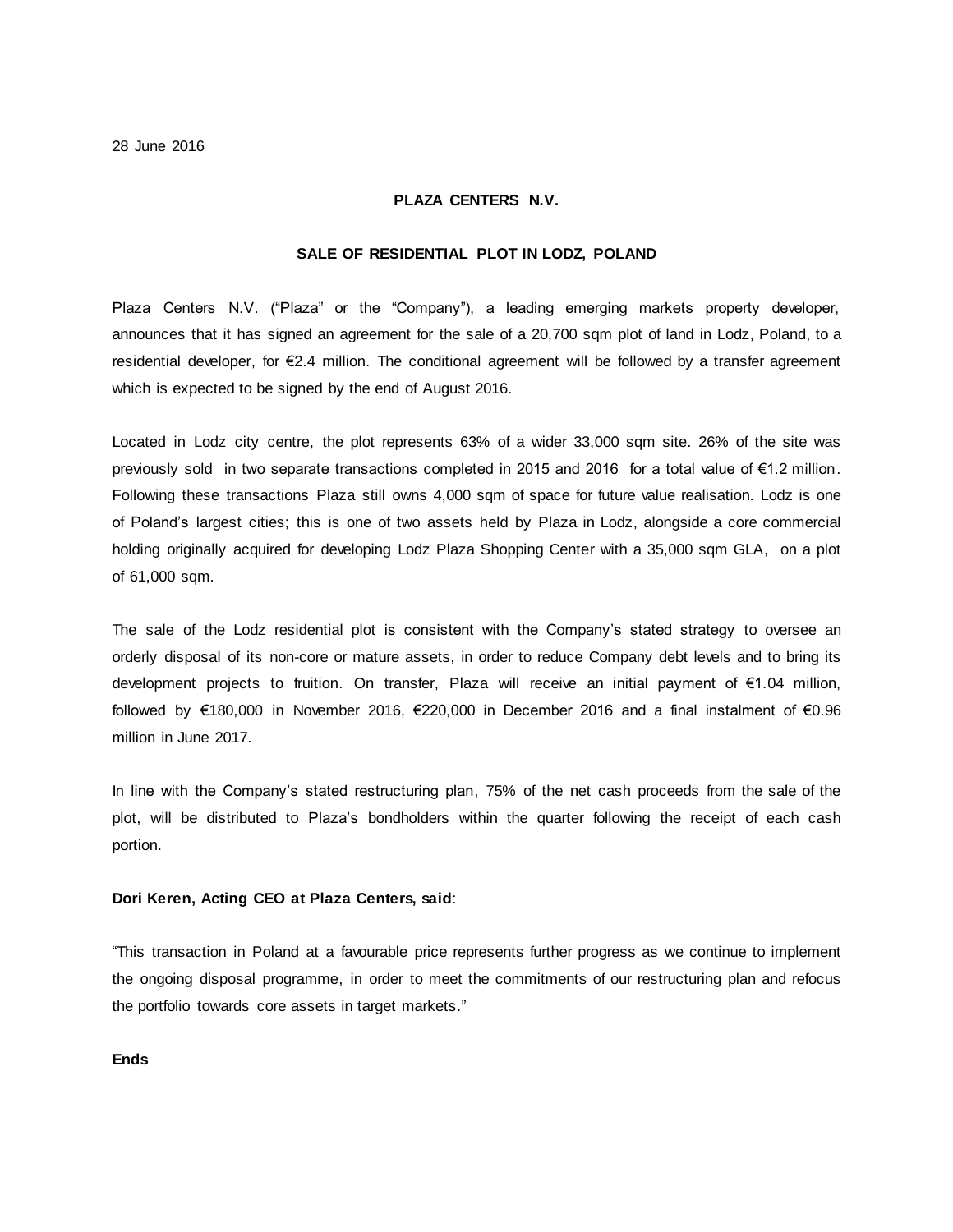28 June 2016

**PLAZA CENTERS N.V.**

**SALE OF RESIDENTIAL PLOT IN LODZ, POLAND**

Plaza Centers N.V. ("Plaza" or the "Company"), a leading emerging markets property developer, announces that it has signed an agreement for the sale of a 20,700 sqm plot of land in Lodz, Poland, to a residential developer, for €2.4 million. The conditional agreement will be followed by a transfer agreement which is expected to be signed by the end of August 2016.

Located in Lodz city centre, the plot represents 63% of a wider 33,000 sqm site. 26% of the site was previously sold in two separate transactions completed in 2015 and 2016 for a total value of €1.2 million. Following these transactions Plaza still owns 4,000 sqm of space for future value realisation. Lodz is one of Poland's largest cities; this is one of two assets held by Plaza in Lodz, alongside a core commercial holding originally acquired for developing Lodz Plaza Shopping Center with a 35,000 sqm GLA, on a plot of 61,000 sqm.

The sale of the Lodz residential plot is consistent with the Company's stated strategy to oversee an orderly disposal of its non-core or mature assets, in order to reduce Company debt levels and to bring its development projects to fruition. On transfer, Plaza will receive an initial payment of €1.04 million, followed by €180,000 in November 2016, €220,000 in December 2016 and a final instalment of €0.96 million in June 2017.

In line with the Company's stated restructuring plan, 75% of the net cash proceeds from the sale of the plot, will be distributed to Plaza's bondholders within the quarter following the receipt of each cash portion.

**Dori Keren, Acting CEO at Plaza Centers, said**:

"This transaction in Poland at a favourable price represents further progress as we continue to implement the ongoing disposal programme, in order to meet the commitments of our restructuring plan and refocus the portfolio towards core assets in target markets."

**Ends**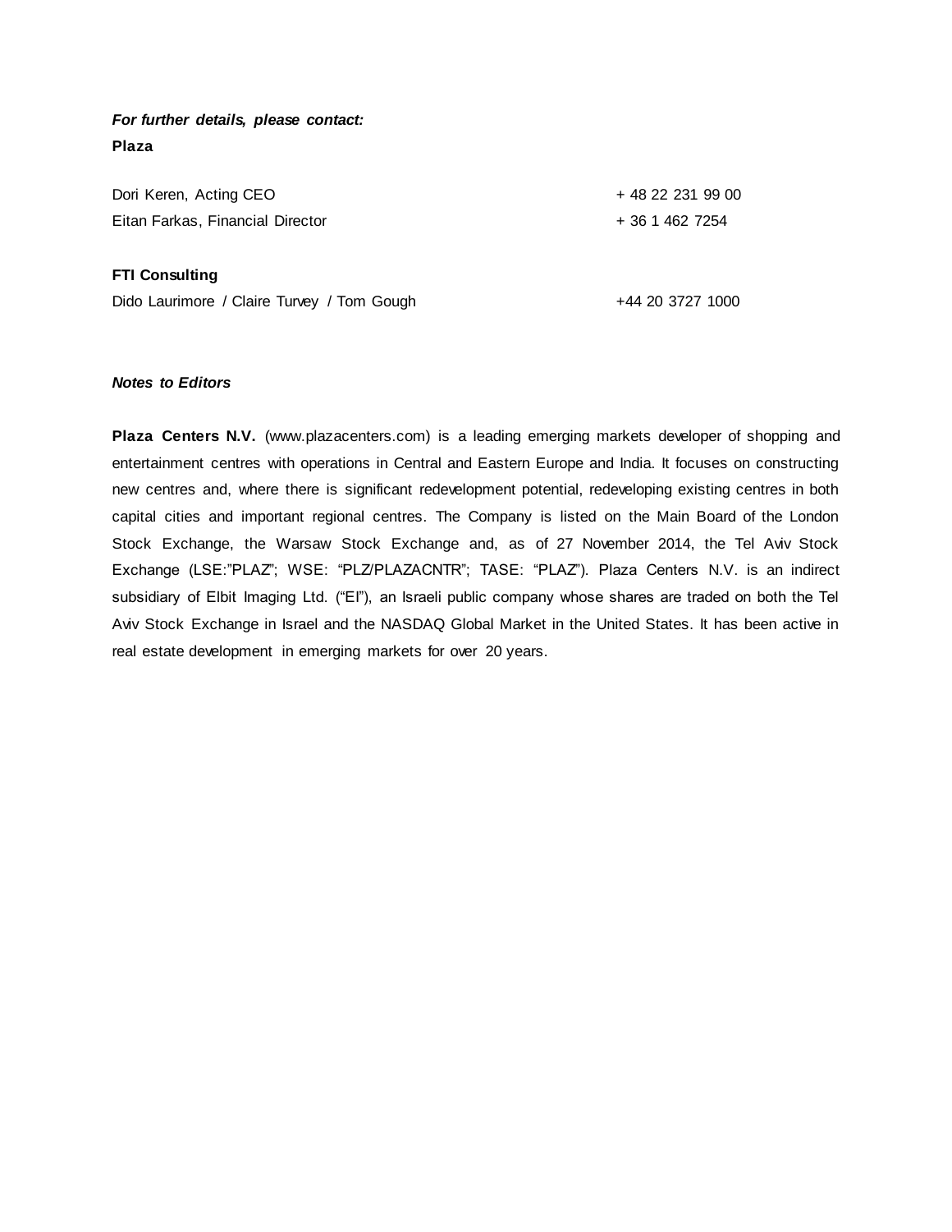***For further details, please contact:***

**Plaza**

| | |
|---|---|
| Dori Keren, Acting CEO | + 48 22 231 99 00 |
| Eitan Farkas, Financial Director | + 36 1 462 7254 |

**FTI Consulting**

| | |
|---|---|
| Dido Laurimore / Claire Turvey / Tom Gough | +44 20 3727 1000 |

***Notes to Editors***

**Plaza Centers N.V.** (www.plazacenters.com) is a leading emerging markets developer of shopping and entertainment centres with operations in Central and Eastern Europe and India. It focuses on constructing new centres and, where there is significant redevelopment potential, redeveloping existing centres in both capital cities and important regional centres. The Company is listed on the Main Board of the London Stock Exchange, the Warsaw Stock Exchange and, as of 27 November 2014, the Tel Aviv Stock Exchange (LSE:"PLAZ"; WSE: "PLZ/PLAZACNTR"; TASE: "PLAZ"). Plaza Centers N.V. is an indirect subsidiary of Elbit Imaging Ltd. ("EI"), an Israeli public company whose shares are traded on both the Tel Aviv Stock Exchange in Israel and the NASDAQ Global Market in the United States. It has been active in real estate development in emerging markets for over 20 years.